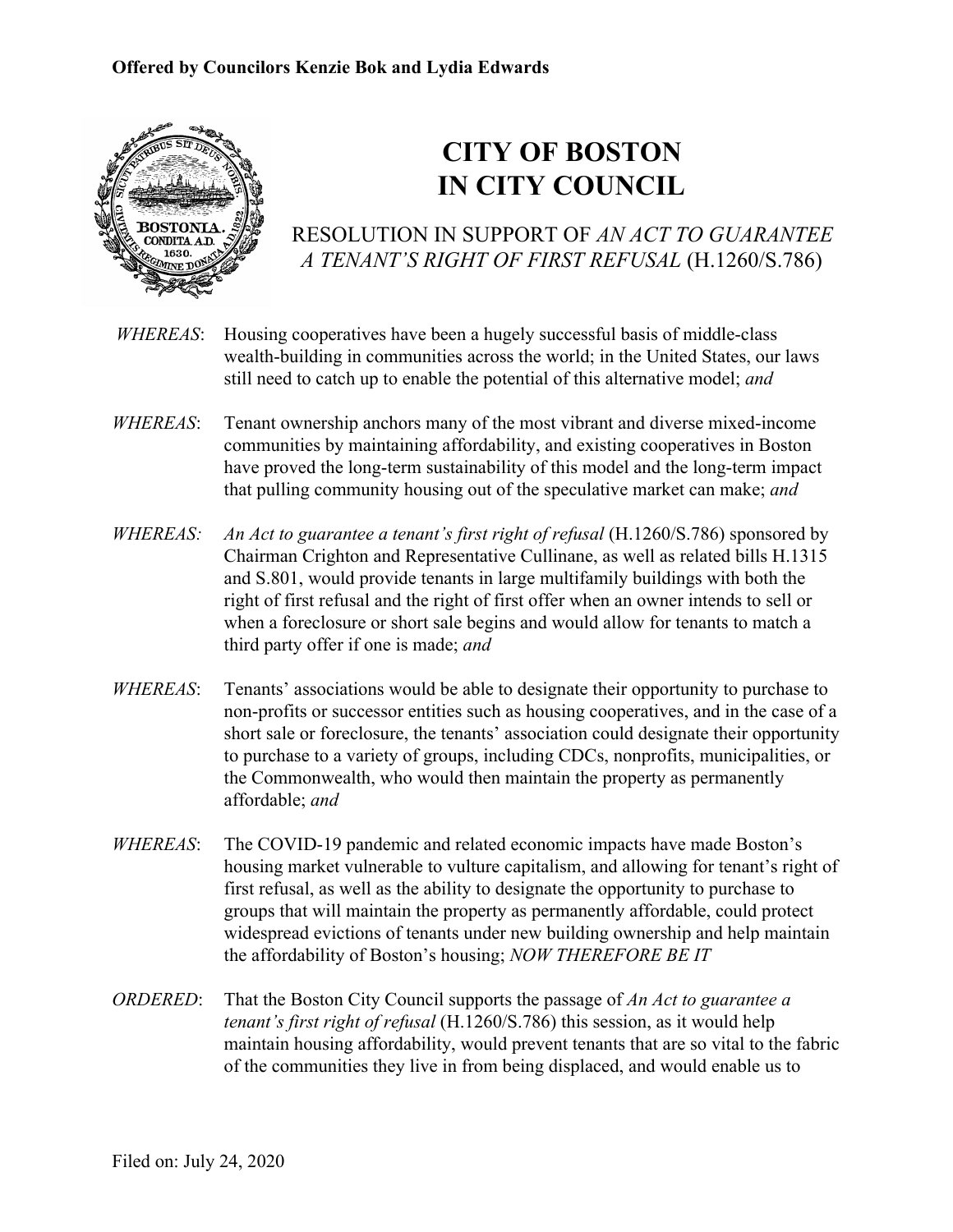**Offered by Councilors Kenzie Bok and Lydia Edwards**

# CITY OF BOSTON
# IN CITY COUNCIL

## RESOLUTION IN SUPPORT OF *AN ACT TO GUARANTEE A TENANT'S RIGHT OF FIRST REFUSAL* (H.1260/S.786)

*WHEREAS*: Housing cooperatives have been a hugely successful basis of middle-class wealth-building in communities across the world; in the United States, our laws still need to catch up to enable the potential of this alternative model; *and*

*WHEREAS*: Tenant ownership anchors many of the most vibrant and diverse mixed-income communities by maintaining affordability, and existing cooperatives in Boston have proved the long-term sustainability of this model and the long-term impact that pulling community housing out of the speculative market can make; *and*

*WHEREAS:* *An Act to guarantee a tenant's first right of refusal* (H.1260/S.786) sponsored by Chairman Crighton and Representative Cullinane, as well as related bills H.1315 and S.801, would provide tenants in large multifamily buildings with both the right of first refusal and the right of first offer when an owner intends to sell or when a foreclosure or short sale begins and would allow for tenants to match a third party offer if one is made; *and*

*WHEREAS*: Tenants' associations would be able to designate their opportunity to purchase to non-profits or successor entities such as housing cooperatives, and in the case of a short sale or foreclosure, the tenants' association could designate their opportunity to purchase to a variety of groups, including CDCs, nonprofits, municipalities, or the Commonwealth, who would then maintain the property as permanently affordable; *and*

*WHEREAS*: The COVID-19 pandemic and related economic impacts have made Boston's housing market vulnerable to vulture capitalism, and allowing for tenant's right of first refusal, as well as the ability to designate the opportunity to purchase to groups that will maintain the property as permanently affordable, could protect widespread evictions of tenants under new building ownership and help maintain the affordability of Boston's housing; *NOW THEREFORE BE IT*

*ORDERED*: That the Boston City Council supports the passage of *An Act to guarantee a tenant's first right of refusal* (H.1260/S.786) this session, as it would help maintain housing affordability, would prevent tenants that are so vital to the fabric of the communities they live in from being displaced, and would enable us to

Filed on: July 24, 2020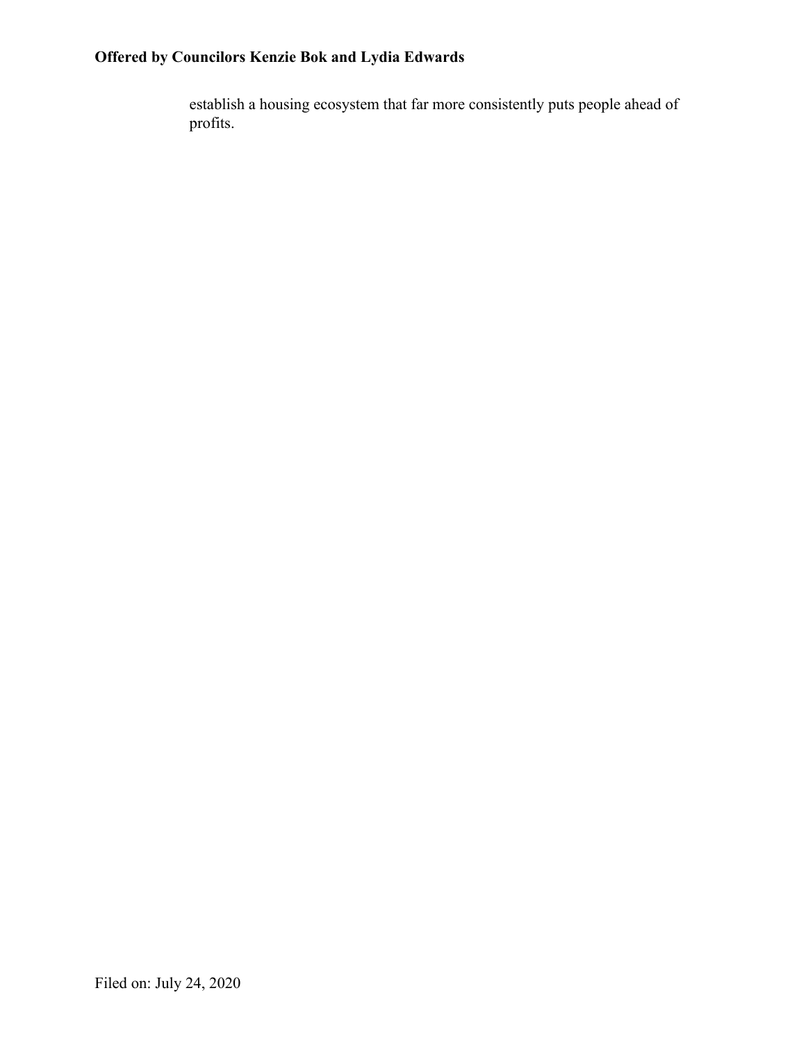establish a housing ecosystem that far more consistently puts people ahead of profits.